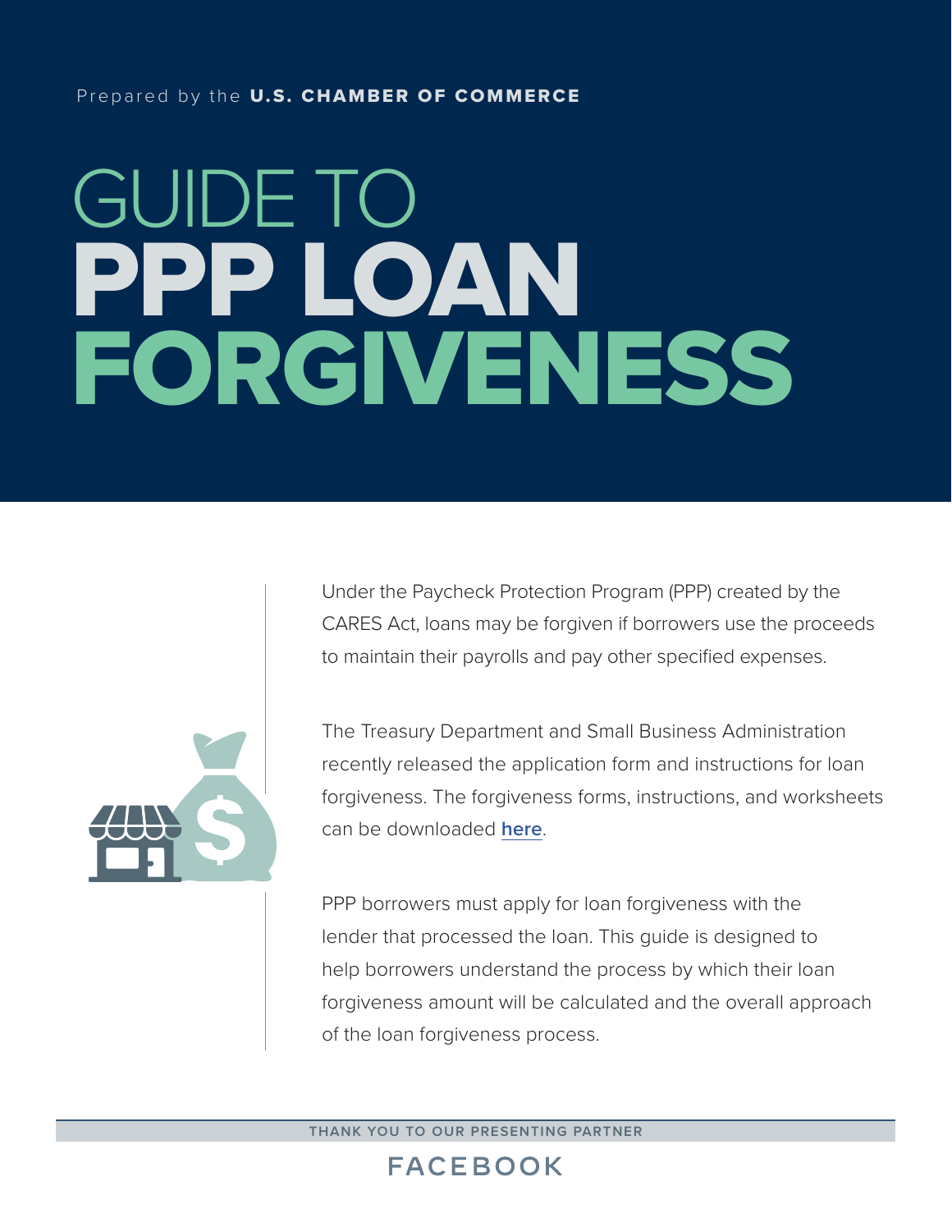Prepared by the **U.S. CHAMBER OF COMMERCE**

# GUIDE TO PPP LOAN FORGIVENESS

Under the Paycheck Protection Program (PPP) created by the CARES Act, loans may be forgiven if borrowers use the proceeds to maintain their payrolls and pay other specified expenses.

The Treasury Department and Small Business Administration recently released the application form and instructions for loan forgiveness. The forgiveness forms, instructions, and worksheets can be downloaded **here**.

PPP borrowers must apply for loan forgiveness with the lender that processed the loan. This guide is designed to help borrowers understand the process by which their loan forgiveness amount will be calculated and the overall approach of the loan forgiveness process.

THANK YOU TO OUR PRESENTING PARTNER

FACEBOOK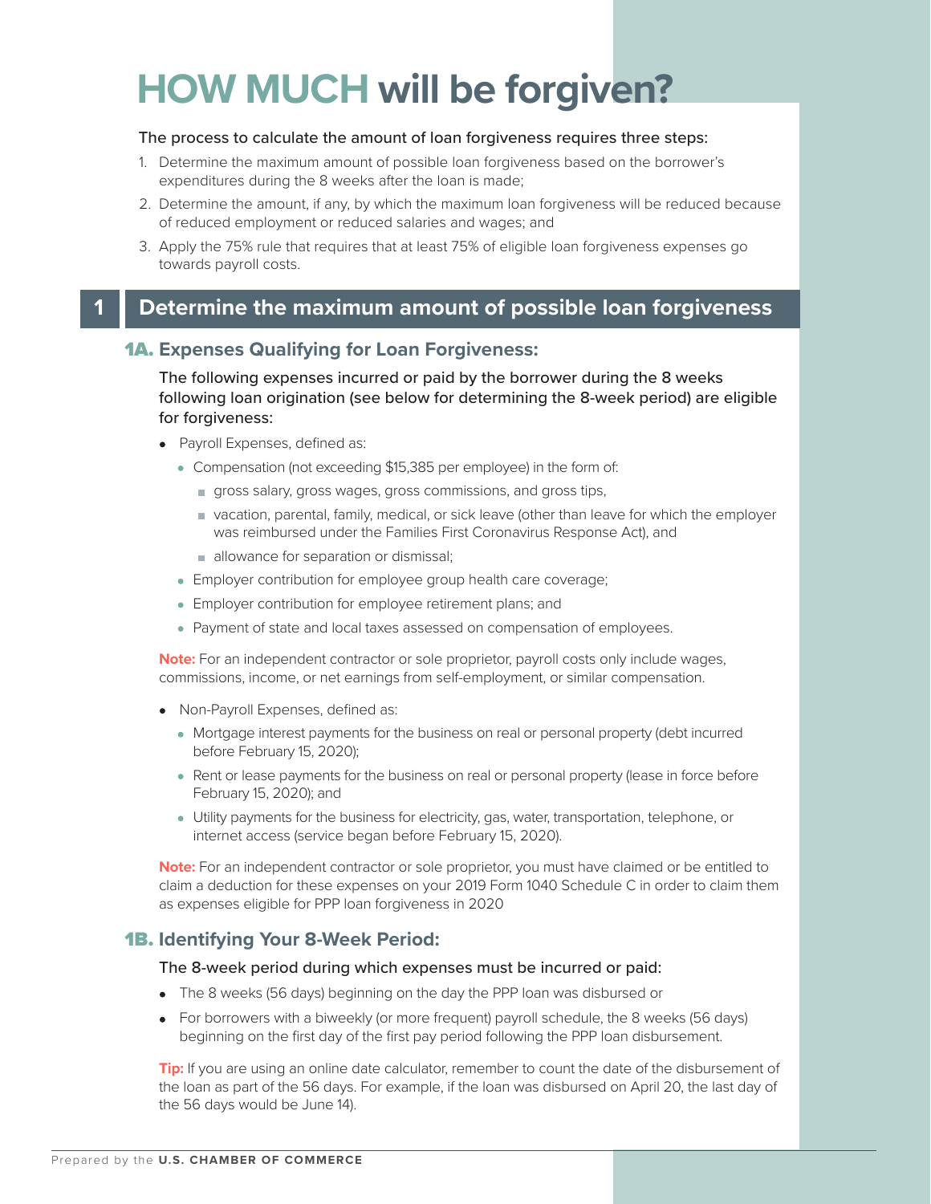# HOW MUCH will be forgiven?

The process to calculate the amount of loan forgiveness requires three steps:

1. Determine the maximum amount of possible loan forgiveness based on the borrower's expenditures during the 8 weeks after the loan is made;
2. Determine the amount, if any, by which the maximum loan forgiveness will be reduced because of reduced employment or reduced salaries and wages; and
3. Apply the 75% rule that requires that at least 75% of eligible loan forgiveness expenses go towards payroll costs.

## 1 Determine the maximum amount of possible loan forgiveness

### 1A. Expenses Qualifying for Loan Forgiveness:

The following expenses incurred or paid by the borrower during the 8 weeks following loan origination (see below for determining the 8-week period) are eligible for forgiveness:

- Payroll Expenses, defined as:
  - Compensation (not exceeding $15,385 per employee) in the form of:
    - gross salary, gross wages, gross commissions, and gross tips,
    - vacation, parental, family, medical, or sick leave (other than leave for which the employer was reimbursed under the Families First Coronavirus Response Act), and
    - allowance for separation or dismissal;
  - Employer contribution for employee group health care coverage;
  - Employer contribution for employee retirement plans; and
  - Payment of state and local taxes assessed on compensation of employees.

**Note:** For an independent contractor or sole proprietor, payroll costs only include wages, commissions, income, or net earnings from self-employment, or similar compensation.

- Non-Payroll Expenses, defined as:
  - Mortgage interest payments for the business on real or personal property (debt incurred before February 15, 2020);
  - Rent or lease payments for the business on real or personal property (lease in force before February 15, 2020); and
  - Utility payments for the business for electricity, gas, water, transportation, telephone, or internet access (service began before February 15, 2020).

**Note:** For an independent contractor or sole proprietor, you must have claimed or be entitled to claim a deduction for these expenses on your 2019 Form 1040 Schedule C in order to claim them as expenses eligible for PPP loan forgiveness in 2020

### 1B. Identifying Your 8-Week Period:

The 8-week period during which expenses must be incurred or paid:

- The 8 weeks (56 days) beginning on the day the PPP loan was disbursed or
- For borrowers with a biweekly (or more frequent) payroll schedule, the 8 weeks (56 days) beginning on the first day of the first pay period following the PPP loan disbursement.

**Tip:** If you are using an online date calculator, remember to count the date of the disbursement of the loan as part of the 56 days. For example, if the loan was disbursed on April 20, the last day of the 56 days would be June 14).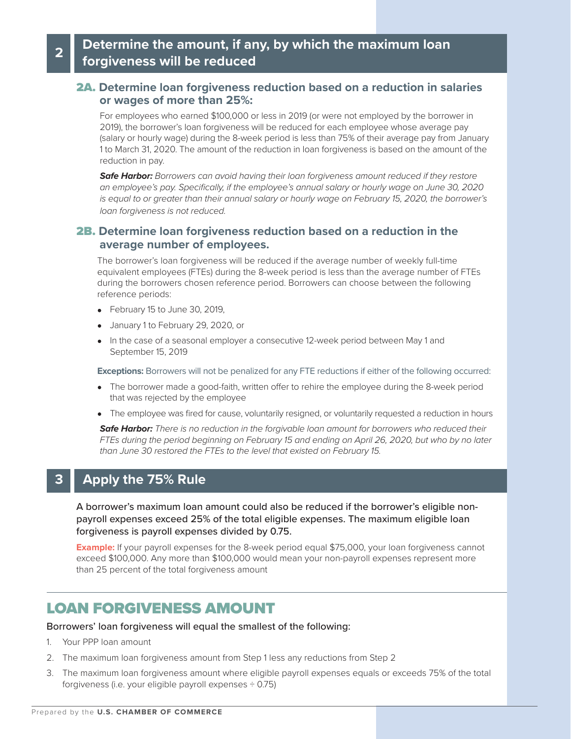## 2 Determine the amount, if any, by which the maximum loan forgiveness will be reduced

### 2A. Determine loan forgiveness reduction based on a reduction in salaries or wages of more than 25%:

For employees who earned $100,000 or less in 2019 (or were not employed by the borrower in 2019), the borrower's loan forgiveness will be reduced for each employee whose average pay (salary or hourly wage) during the 8-week period is less than 75% of their average pay from January 1 to March 31, 2020. The amount of the reduction in loan forgiveness is based on the amount of the reduction in pay.

***Safe Harbor:*** *Borrowers can avoid having their loan forgiveness amount reduced if they restore an employee's pay. Specifically, if the employee's annual salary or hourly wage on June 30, 2020 is equal to or greater than their annual salary or hourly wage on February 15, 2020, the borrower's loan forgiveness is not reduced.*

### 2B. Determine loan forgiveness reduction based on a reduction in the average number of employees.

The borrower's loan forgiveness will be reduced if the average number of weekly full-time equivalent employees (FTEs) during the 8-week period is less than the average number of FTEs during the borrowers chosen reference period. Borrowers can choose between the following reference periods:

- February 15 to June 30, 2019,
- January 1 to February 29, 2020, or
- In the case of a seasonal employer a consecutive 12-week period between May 1 and September 15, 2019

**Exceptions:** Borrowers will not be penalized for any FTE reductions if either of the following occurred:

- The borrower made a good-faith, written offer to rehire the employee during the 8-week period that was rejected by the employee
- The employee was fired for cause, voluntarily resigned, or voluntarily requested a reduction in hours

***Safe Harbor:*** *There is no reduction in the forgivable loan amount for borrowers who reduced their FTEs during the period beginning on February 15 and ending on April 26, 2020, but who by no later than June 30 restored the FTEs to the level that existed on February 15.*

## 3 Apply the 75% Rule

A borrower's maximum loan amount could also be reduced if the borrower's eligible non-payroll expenses exceed 25% of the total eligible expenses. The maximum eligible loan forgiveness is payroll expenses divided by 0.75.

**Example:** If your payroll expenses for the 8-week period equal $75,000, your loan forgiveness cannot exceed $100,000. Any more than $100,000 would mean your non-payroll expenses represent more than 25 percent of the total forgiveness amount

# LOAN FORGIVENESS AMOUNT

Borrowers' loan forgiveness will equal the smallest of the following:

1. Your PPP loan amount
2. The maximum loan forgiveness amount from Step 1 less any reductions from Step 2
3. The maximum loan forgiveness amount where eligible payroll expenses equals or exceeds 75% of the total forgiveness (i.e. your eligible payroll expenses ÷ 0.75)

Prepared by the **U.S. CHAMBER OF COMMERCE**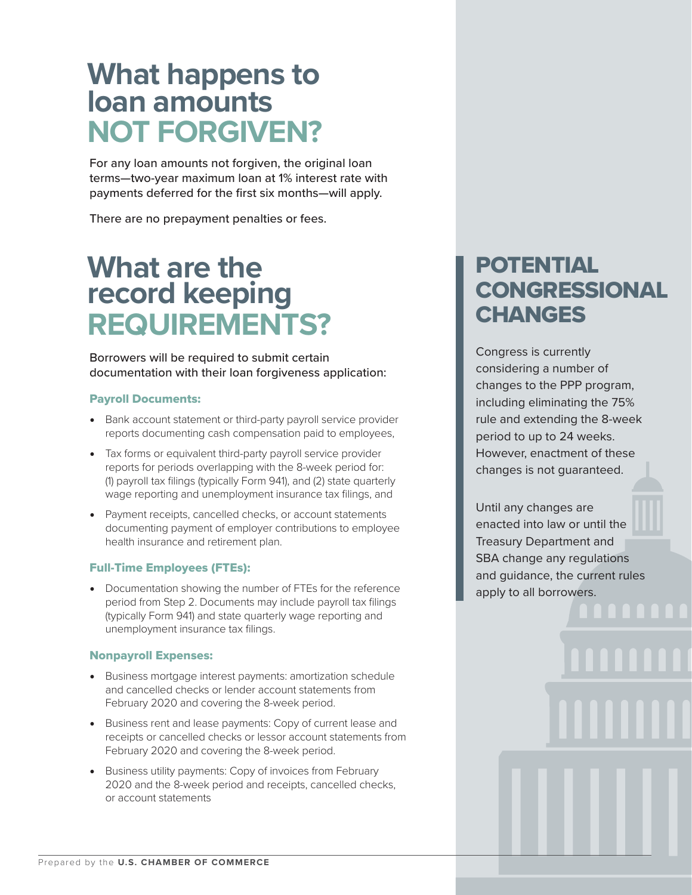# What happens to loan amounts NOT FORGIVEN?

For any loan amounts not forgiven, the original loan terms—two-year maximum loan at 1% interest rate with payments deferred for the first six months—will apply.

There are no prepayment penalties or fees.

# What are the record keeping REQUIREMENTS?

Borrowers will be required to submit certain documentation with their loan forgiveness application:

### Payroll Documents:

- Bank account statement or third-party payroll service provider reports documenting cash compensation paid to employees,
- Tax forms or equivalent third-party payroll service provider reports for periods overlapping with the 8-week period for: (1) payroll tax filings (typically Form 941), and (2) state quarterly wage reporting and unemployment insurance tax filings, and
- Payment receipts, cancelled checks, or account statements documenting payment of employer contributions to employee health insurance and retirement plan.

### Full-Time Employees (FTEs):

- Documentation showing the number of FTEs for the reference period from Step 2. Documents may include payroll tax filings (typically Form 941) and state quarterly wage reporting and unemployment insurance tax filings.

### Nonpayroll Expenses:

- Business mortgage interest payments: amortization schedule and cancelled checks or lender account statements from February 2020 and covering the 8-week period.
- Business rent and lease payments: Copy of current lease and receipts or cancelled checks or lessor account statements from February 2020 and covering the 8-week period.
- Business utility payments: Copy of invoices from February 2020 and the 8-week period and receipts, cancelled checks, or account statements

## POTENTIAL CONGRESSIONAL CHANGES

Congress is currently considering a number of changes to the PPP program, including eliminating the 75% rule and extending the 8-week period to up to 24 weeks. However, enactment of these changes is not guaranteed.

Until any changes are enacted into law or until the Treasury Department and SBA change any regulations and guidance, the current rules apply to all borrowers.

Prepared by the **U.S. CHAMBER OF COMMERCE**